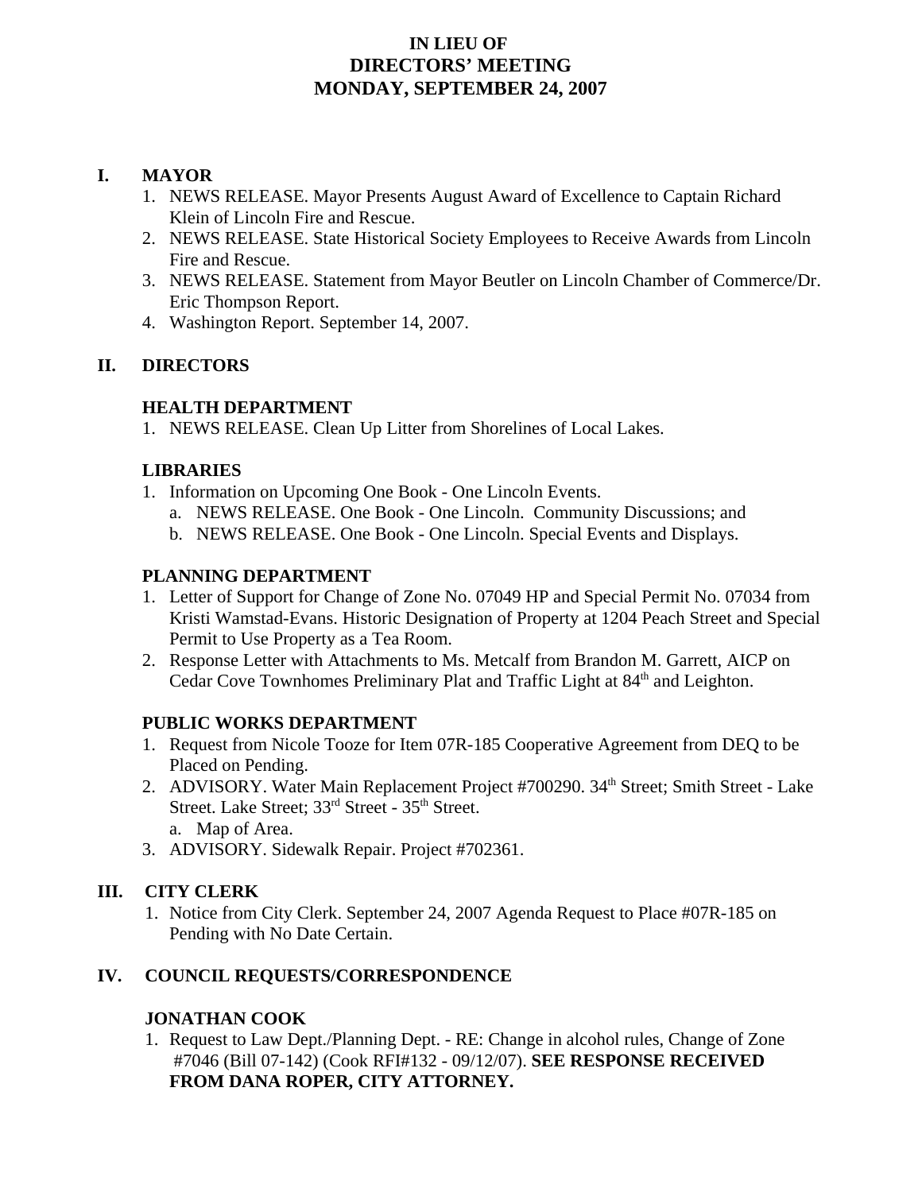# IN LIEU OF DIRECTORS' MEETING MONDAY, SEPTEMBER 24, 2007

## I. MAYOR

1. NEWS RELEASE. Mayor Presents August Award of Excellence to Captain Richard Klein of Lincoln Fire and Rescue.
2. NEWS RELEASE. State Historical Society Employees to Receive Awards from Lincoln Fire and Rescue.
3. NEWS RELEASE. Statement from Mayor Beutler on Lincoln Chamber of Commerce/Dr. Eric Thompson Report.
4. Washington Report. September 14, 2007.

## II. DIRECTORS

### HEALTH DEPARTMENT

1. NEWS RELEASE. Clean Up Litter from Shorelines of Local Lakes.

### LIBRARIES

1. Information on Upcoming One Book - One Lincoln Events.
   a. NEWS RELEASE. One Book - One Lincoln. Community Discussions; and
   b. NEWS RELEASE. One Book - One Lincoln. Special Events and Displays.

### PLANNING DEPARTMENT

1. Letter of Support for Change of Zone No. 07049 HP and Special Permit No. 07034 from Kristi Wamstad-Evans. Historic Designation of Property at 1204 Peach Street and Special Permit to Use Property as a Tea Room.
2. Response Letter with Attachments to Ms. Metcalf from Brandon M. Garrett, AICP on Cedar Cove Townhomes Preliminary Plat and Traffic Light at 84th and Leighton.

### PUBLIC WORKS DEPARTMENT

1. Request from Nicole Tooze for Item 07R-185 Cooperative Agreement from DEQ to be Placed on Pending.
2. ADVISORY. Water Main Replacement Project #700290. 34th Street; Smith Street - Lake Street. Lake Street; 33rd Street - 35th Street.
   a. Map of Area.
3. ADVISORY. Sidewalk Repair. Project #702361.

## III. CITY CLERK

1. Notice from City Clerk. September 24, 2007 Agenda Request to Place #07R-185 on Pending with No Date Certain.

## IV. COUNCIL REQUESTS/CORRESPONDENCE

### JONATHAN COOK

1. Request to Law Dept./Planning Dept. - RE: Change in alcohol rules, Change of Zone #7046 (Bill 07-142) (Cook RFI#132 - 09/12/07). **SEE RESPONSE RECEIVED FROM DANA ROPER, CITY ATTORNEY.**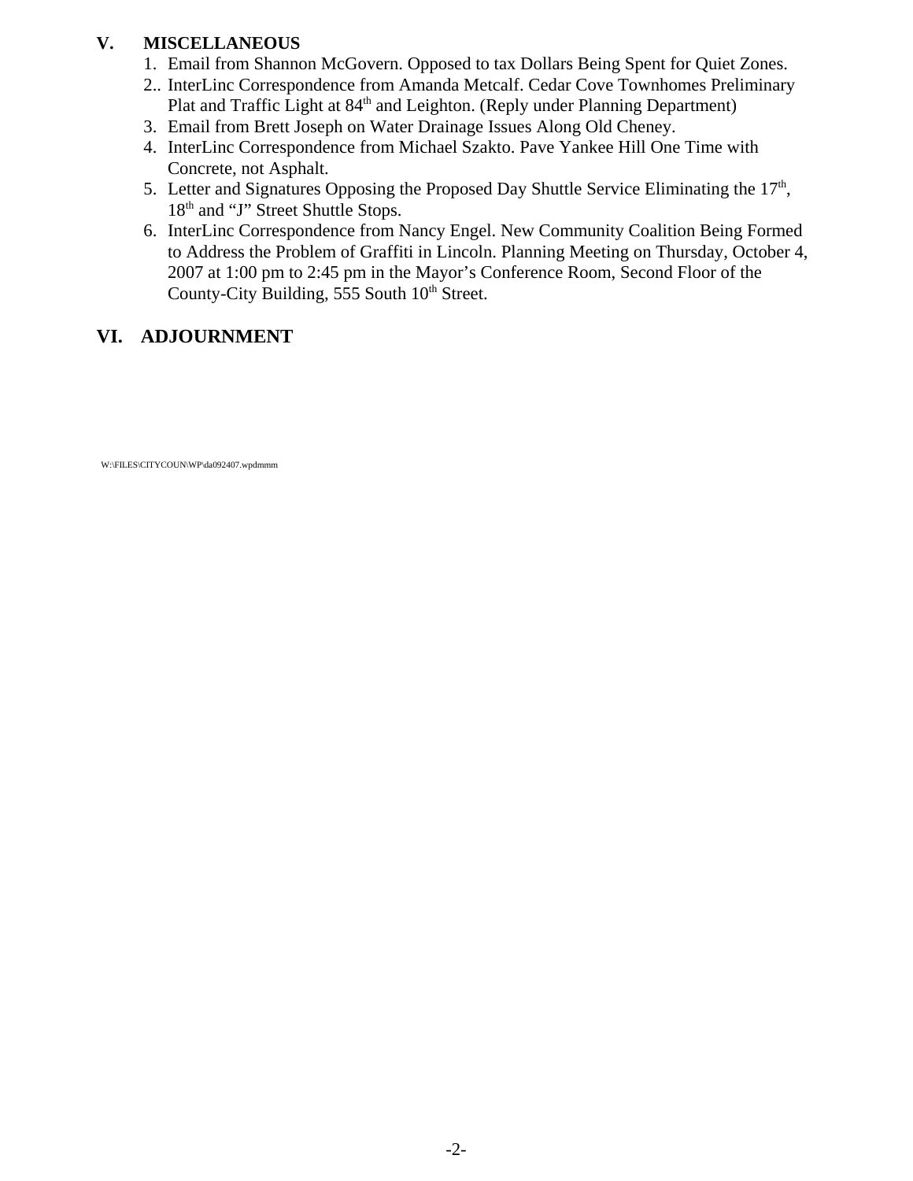## V. MISCELLANEOUS

1. Email from Shannon McGovern. Opposed to tax Dollars Being Spent for Quiet Zones.
2. . InterLinc Correspondence from Amanda Metcalf. Cedar Cove Townhomes Preliminary Plat and Traffic Light at 84th and Leighton. (Reply under Planning Department)
3. Email from Brett Joseph on Water Drainage Issues Along Old Cheney.
4. InterLinc Correspondence from Michael Szakto. Pave Yankee Hill One Time with Concrete, not Asphalt.
5. Letter and Signatures Opposing the Proposed Day Shuttle Service Eliminating the 17th, 18th and "J" Street Shuttle Stops.
6. InterLinc Correspondence from Nancy Engel. New Community Coalition Being Formed to Address the Problem of Graffiti in Lincoln. Planning Meeting on Thursday, October 4, 2007 at 1:00 pm to 2:45 pm in the Mayor's Conference Room, Second Floor of the County-City Building, 555 South 10th Street.

## VI. ADJOURNMENT

W:\FILES\CITYCOUN\WP\da092407.wpdmmm